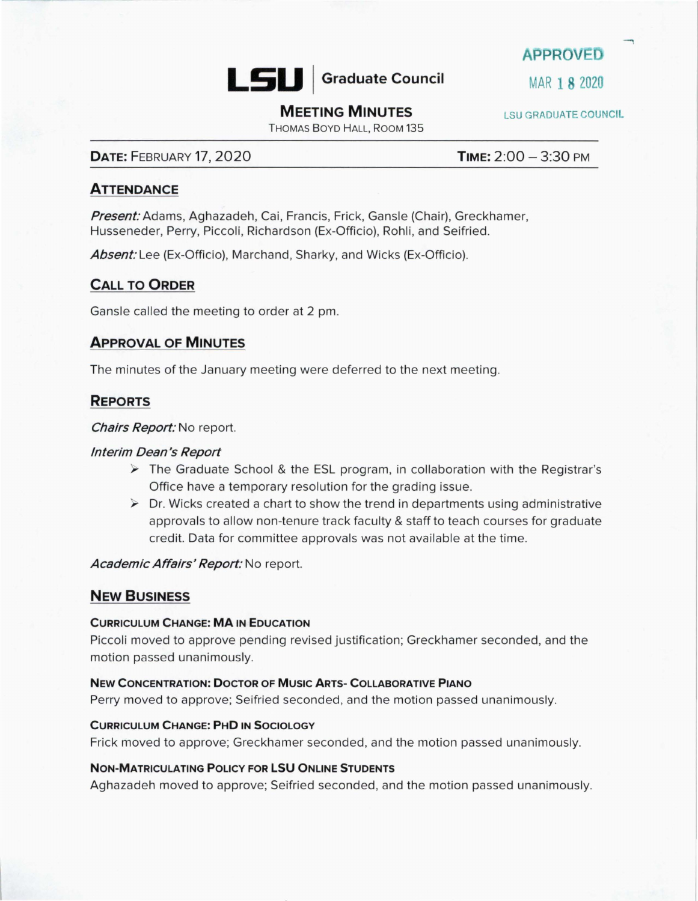**APPROVED**
MAR 18 2020
LSU GRADUATE COUNCIL

# LSU | Graduate Council

## MEETING MINUTES

THOMAS BOYD HALL, ROOM 135

**DATE:** FEBRUARY 17, 2020 **TIME:** 2:00 – 3:30 PM

## ATTENDANCE

*Present:* Adams, Aghazadeh, Cai, Francis, Frick, Gansle (Chair), Greckhamer, Husseneder, Perry, Piccoli, Richardson (Ex-Officio), Rohli, and Seifried.

*Absent:* Lee (Ex-Officio), Marchand, Sharky, and Wicks (Ex-Officio).

## CALL TO ORDER

Gansle called the meeting to order at 2 pm.

## APPROVAL OF MINUTES

The minutes of the January meeting were deferred to the next meeting.

## REPORTS

*Chairs Report:* No report.

*Interim Dean's Report*

- The Graduate School & the ESL program, in collaboration with the Registrar's Office have a temporary resolution for the grading issue.
- Dr. Wicks created a chart to show the trend in departments using administrative approvals to allow non-tenure track faculty & staff to teach courses for graduate credit. Data for committee approvals was not available at the time.

*Academic Affairs' Report:* No report.

## NEW BUSINESS

#### CURRICULUM CHANGE: MA IN EDUCATION

Piccoli moved to approve pending revised justification; Greckhamer seconded, and the motion passed unanimously.

#### NEW CONCENTRATION: DOCTOR OF MUSIC ARTS- COLLABORATIVE PIANO

Perry moved to approve; Seifried seconded, and the motion passed unanimously.

#### CURRICULUM CHANGE: PHD IN SOCIOLOGY

Frick moved to approve; Greckhamer seconded, and the motion passed unanimously.

#### NON-MATRICULATING POLICY FOR LSU ONLINE STUDENTS

Aghazadeh moved to approve; Seifried seconded, and the motion passed unanimously.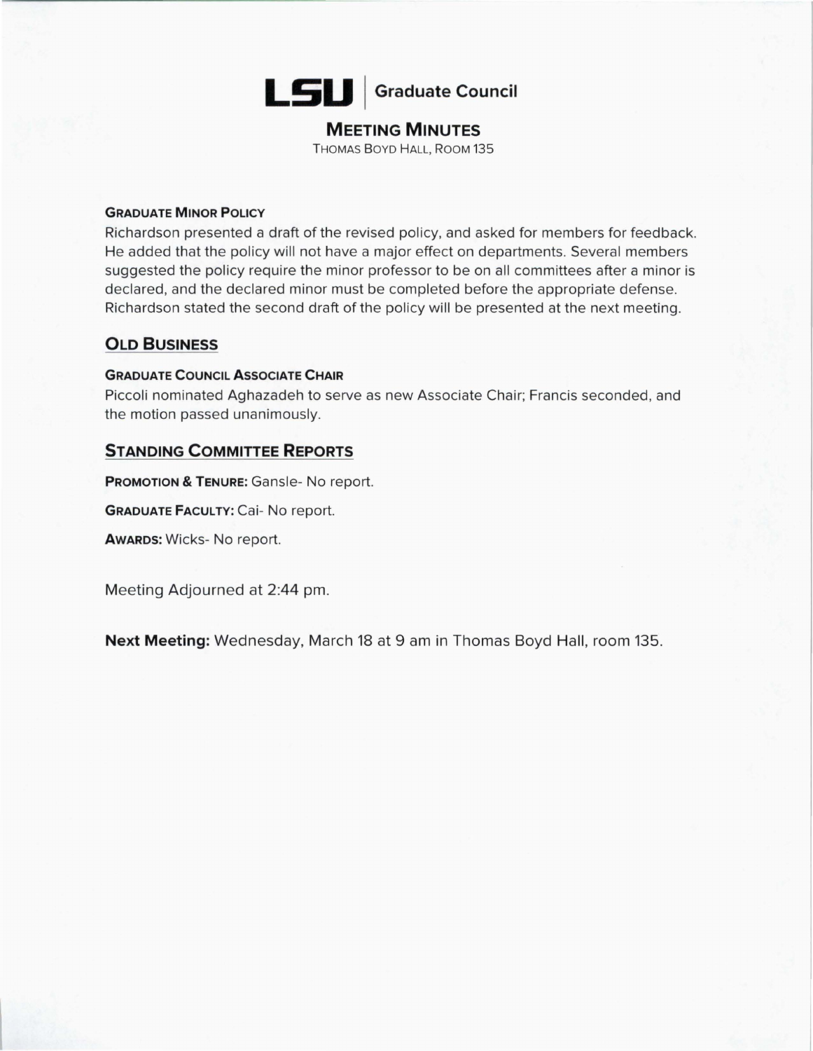# LSU | Graduate Council

## MEETING MINUTES

THOMAS BOYD HALL, ROOM 135

#### GRADUATE MINOR POLICY

Richardson presented a draft of the revised policy, and asked for members for feedback. He added that the policy will not have a major effect on departments. Several members suggested the policy require the minor professor to be on all committees after a minor is declared, and the declared minor must be completed before the appropriate defense. Richardson stated the second draft of the policy will be presented at the next meeting.

### OLD BUSINESS

#### GRADUATE COUNCIL ASSOCIATE CHAIR

Piccoli nominated Aghazadeh to serve as new Associate Chair; Francis seconded, and the motion passed unanimously.

### STANDING COMMITTEE REPORTS

**PROMOTION & TENURE:** Gansle- No report.

**GRADUATE FACULTY:** Cai- No report.

**AWARDS:** Wicks- No report.

Meeting Adjourned at 2:44 pm.

**Next Meeting:** Wednesday, March 18 at 9 am in Thomas Boyd Hall, room 135.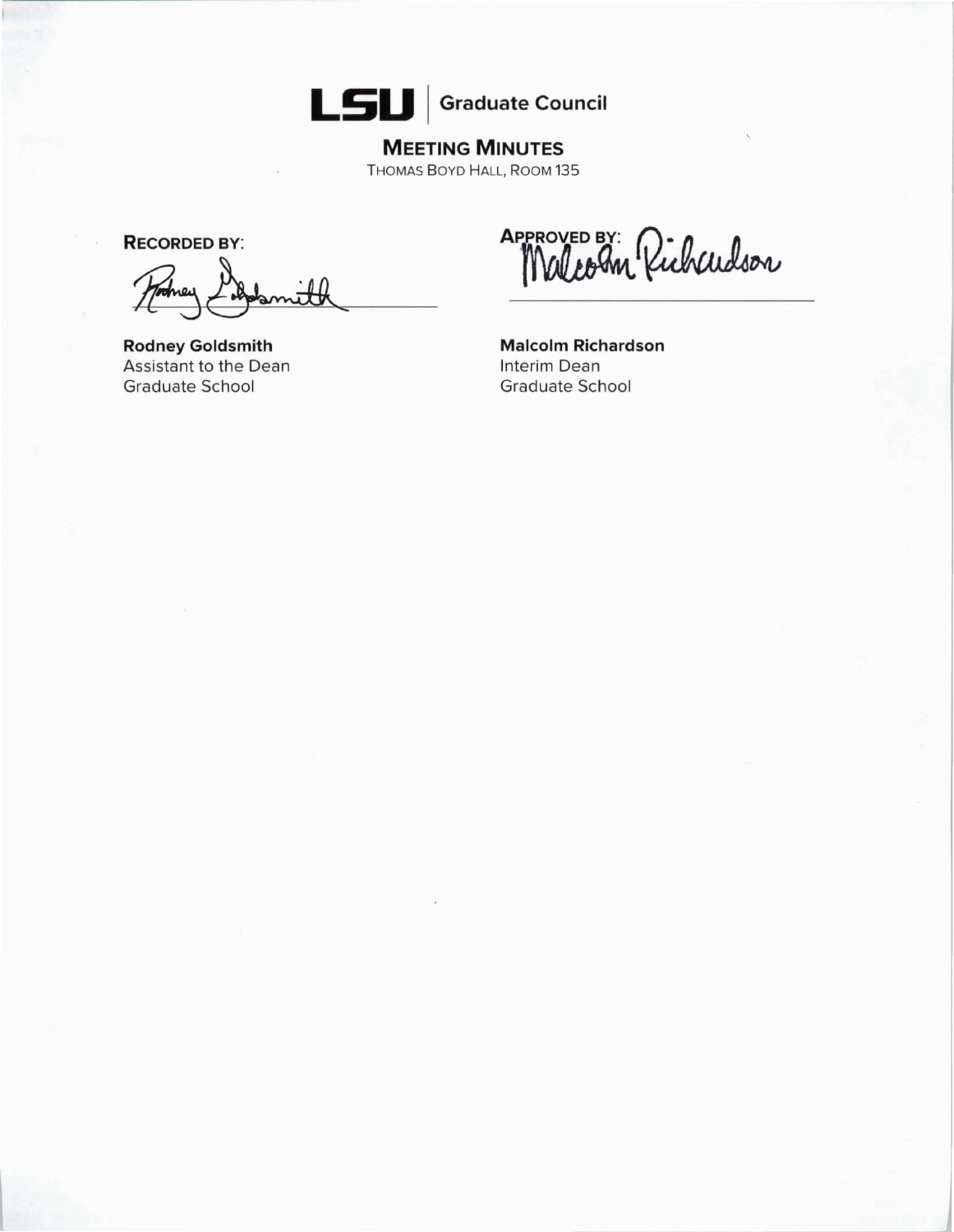**LSU** | Graduate Council

## MEETING MINUTES

THOMAS BOYD HALL, ROOM 135

**RECORDED BY:**

Rodney Goldsmith

**Rodney Goldsmith**
Assistant to the Dean
Graduate School

**APPROVED BY:**

Malcolm Richardson

**Malcolm Richardson**
Interim Dean
Graduate School